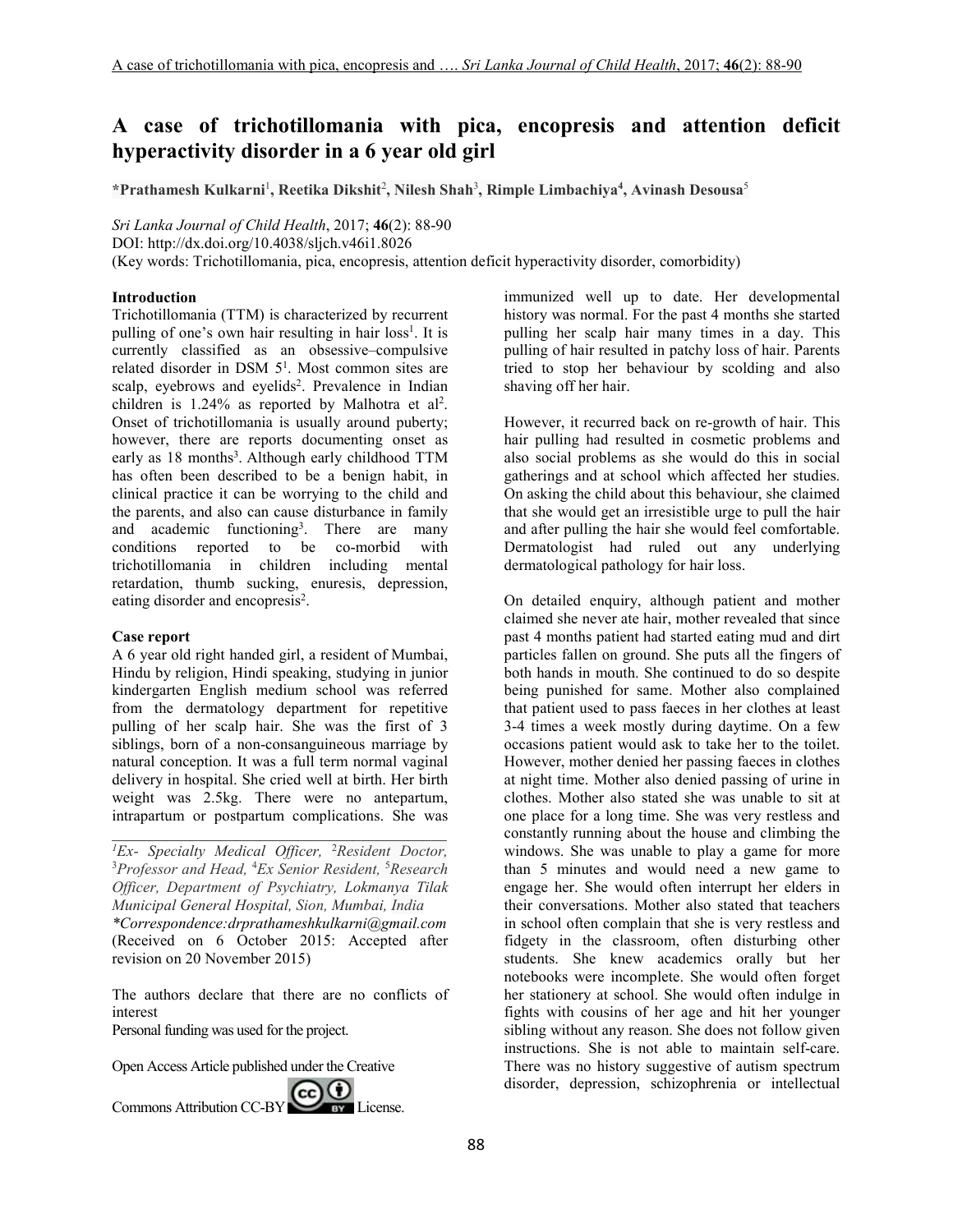# A case of trichotillomania with pica, encopresis and attention deficit hyperactivity disorder in a 6 year old girl

**\*Prathamesh Kulkarni[1], Reetika Dikshit[2], Nilesh Shah[3], Rimple Limbachiya[4], Avinash Desousa[5]**

*Sri Lanka Journal of Child Health*, 2017; **46**(2): 88-90

DOI: http://dx.doi.org/10.4038/sljch.v46i1.8026

(Key words: Trichotillomania, pica, encopresis, attention deficit hyperactivity disorder, comorbidity)

## Introduction

Trichotillomania (TTM) is characterized by recurrent pulling of one's own hair resulting in hair loss[1]. It is currently classified as an obsessive–compulsive related disorder in DSM 5[1]. Most common sites are scalp, eyebrows and eyelids[2]. Prevalence in Indian children is 1.24% as reported by Malhotra et al[2]. Onset of trichotillomania is usually around puberty; however, there are reports documenting onset as early as 18 months[3]. Although early childhood TTM has often been described to be a benign habit, in clinical practice it can be worrying to the child and the parents, and also can cause disturbance in family and academic functioning[3]. There are many conditions reported to be co-morbid with trichotillomania in children including mental retardation, thumb sucking, enuresis, depression, eating disorder and encopresis[2].

## Case report

A 6 year old right handed girl, a resident of Mumbai, Hindu by religion, Hindi speaking, studying in junior kindergarten English medium school was referred from the dermatology department for repetitive pulling of her scalp hair. She was the first of 3 siblings, born of a non-consanguineous marriage by natural conception. It was a full term normal vaginal delivery in hospital. She cried well at birth. Her birth weight was 2.5kg. There were no antepartum, intrapartum or postpartum complications. She was immunized well up to date. Her developmental history was normal. For the past 4 months she started pulling her scalp hair many times in a day. This pulling of hair resulted in patchy loss of hair. Parents tried to stop her behaviour by scolding and also shaving off her hair.

However, it recurred back on re-growth of hair. This hair pulling had resulted in cosmetic problems and also social problems as she would do this in social gatherings and at school which affected her studies. On asking the child about this behaviour, she claimed that she would get an irresistible urge to pull the hair and after pulling the hair she would feel comfortable. Dermatologist had ruled out any underlying dermatological pathology for hair loss.

On detailed enquiry, although patient and mother claimed she never ate hair, mother revealed that since past 4 months patient had started eating mud and dirt particles fallen on ground. She puts all the fingers of both hands in mouth. She continued to do so despite being punished for same. Mother also complained that patient used to pass faeces in her clothes at least 3-4 times a week mostly during daytime. On a few occasions patient would ask to take her to the toilet. However, mother denied her passing faeces in clothes at night time. Mother also denied passing of urine in clothes. Mother also stated she was unable to sit at one place for a long time. She was very restless and constantly running about the house and climbing the windows. She was unable to play a game for more than 5 minutes and would need a new game to engage her. She would often interrupt her elders in their conversations. Mother also stated that teachers in school often complain that she is very restless and fidgety in the classroom, often disturbing other students. She knew academics orally but her notebooks were incomplete. She would often forget her stationery at school. She would often indulge in fights with cousins of her age and hit her younger sibling without any reason. She does not follow given instructions. She is not able to maintain self-care. There was no history suggestive of autism spectrum disorder, depression, schizophrenia or intellectual

---

[1]*Ex- Specialty Medical Officer,* [2]*Resident Doctor,* [3]*Professor and Head,* [4]*Ex Senior Resident,* [5]*Research Officer, Department of Psychiatry, Lokmanya Tilak Municipal General Hospital, Sion, Mumbai, India*

*\*Correspondence:drprathameshkulkarni@gmail.com*

(Received on 6 October 2015: Accepted after revision on 20 November 2015)

The authors declare that there are no conflicts of interest

Personal funding was used for the project.

Open Access Article published under the Creative Commons Attribution CC-BY License.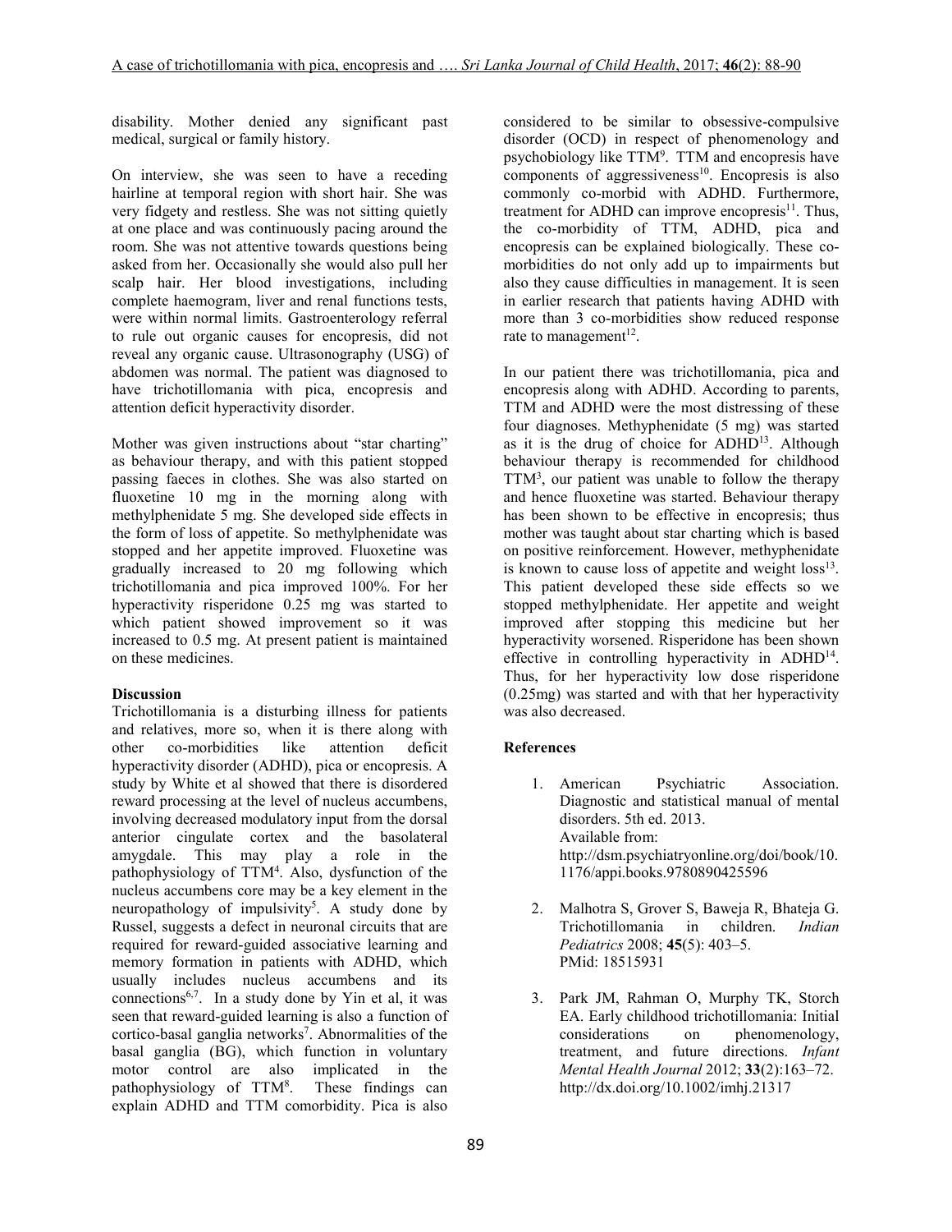disability. Mother denied any significant past medical, surgical or family history.

On interview, she was seen to have a receding hairline at temporal region with short hair. She was very fidgety and restless. She was not sitting quietly at one place and was continuously pacing around the room. She was not attentive towards questions being asked from her. Occasionally she would also pull her scalp hair. Her blood investigations, including complete haemogram, liver and renal functions tests, were within normal limits. Gastroenterology referral to rule out organic causes for encopresis, did not reveal any organic cause. Ultrasonography (USG) of abdomen was normal. The patient was diagnosed to have trichotillomania with pica, encopresis and attention deficit hyperactivity disorder.

Mother was given instructions about "star charting" as behaviour therapy, and with this patient stopped passing faeces in clothes. She was also started on fluoxetine 10 mg in the morning along with methylphenidate 5 mg. She developed side effects in the form of loss of appetite. So methylphenidate was stopped and her appetite improved. Fluoxetine was gradually increased to 20 mg following which trichotillomania and pica improved 100%. For her hyperactivity risperidone 0.25 mg was started to which patient showed improvement so it was increased to 0.5 mg. At present patient is maintained on these medicines.

**Discussion**

Trichotillomania is a disturbing illness for patients and relatives, more so, when it is there along with other co-morbidities like attention deficit hyperactivity disorder (ADHD), pica or encopresis. A study by White et al showed that there is disordered reward processing at the level of nucleus accumbens, involving decreased modulatory input from the dorsal anterior cingulate cortex and the basolateral amygdale. This may play a role in the pathophysiology of TTM[4]. Also, dysfunction of the nucleus accumbens core may be a key element in the neuropathology of impulsivity[5]. A study done by Russel, suggests a defect in neuronal circuits that are required for reward-guided associative learning and memory formation in patients with ADHD, which usually includes nucleus accumbens and its connections[6,7]. In a study done by Yin et al, it was seen that reward-guided learning is also a function of cortico-basal ganglia networks[7]. Abnormalities of the basal ganglia (BG), which function in voluntary motor control are also implicated in the pathophysiology of TTM[8]. These findings can explain ADHD and TTM comorbidity. Pica is also considered to be similar to obsessive-compulsive disorder (OCD) in respect of phenomenology and psychobiology like TTM[9]. TTM and encopresis have components of aggressiveness[10]. Encopresis is also commonly co-morbid with ADHD. Furthermore, treatment for ADHD can improve encopresis[11]. Thus, the co-morbidity of TTM, ADHD, pica and encopresis can be explained biologically. These co-morbidities do not only add up to impairments but also they cause difficulties in management. It is seen in earlier research that patients having ADHD with more than 3 co-morbidities show reduced response rate to management[12].

In our patient there was trichotillomania, pica and encopresis along with ADHD. According to parents, TTM and ADHD were the most distressing of these four diagnoses. Methyphenidate (5 mg) was started as it is the drug of choice for ADHD[13]. Although behaviour therapy is recommended for childhood TTM[3], our patient was unable to follow the therapy and hence fluoxetine was started. Behaviour therapy has been shown to be effective in encopresis; thus mother was taught about star charting which is based on positive reinforcement. However, methyphenidate is known to cause loss of appetite and weight loss[13]. This patient developed these side effects so we stopped methylphenidate. Her appetite and weight improved after stopping this medicine but her hyperactivity worsened. Risperidone has been shown effective in controlling hyperactivity in ADHD[14]. Thus, for her hyperactivity low dose risperidone (0.25mg) was started and with that her hyperactivity was also decreased.

**References**

1. American Psychiatric Association. Diagnostic and statistical manual of mental disorders. 5th ed. 2013. Available from: http://dsm.psychiatryonline.org/doi/book/10.1176/appi.books.9780890425596

2. Malhotra S, Grover S, Baweja R, Bhateja G. Trichotillomania in children. *Indian Pediatrics* 2008; **45**(5): 403–5. PMid: 18515931

3. Park JM, Rahman O, Murphy TK, Storch EA. Early childhood trichotillomania: Initial considerations on phenomenology, treatment, and future directions. *Infant Mental Health Journal* 2012; **33**(2):163–72. http://dx.doi.org/10.1002/imhj.21317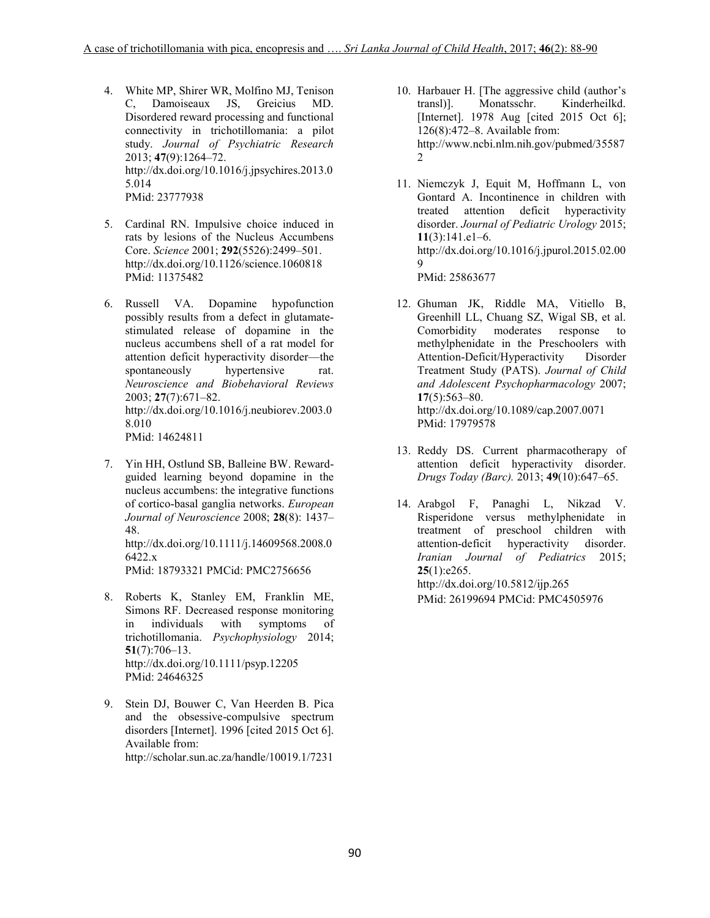4. White MP, Shirer WR, Molfino MJ, Tenison C, Damoiseaux JS, Greicius MD. Disordered reward processing and functional connectivity in trichotillomania: a pilot study. *Journal of Psychiatric Research* 2013; **47**(9):1264–72. http://dx.doi.org/10.1016/j.jpsychires.2013.05.014 PMid: 23777938

5. Cardinal RN. Impulsive choice induced in rats by lesions of the Nucleus Accumbens Core. *Science* 2001; **292**(5526):2499–501. http://dx.doi.org/10.1126/science.1060818 PMid: 11375482

6. Russell VA. Dopamine hypofunction possibly results from a defect in glutamate-stimulated release of dopamine in the nucleus accumbens shell of a rat model for attention deficit hyperactivity disorder—the spontaneously hypertensive rat. *Neuroscience and Biobehavioral Reviews* 2003; **27**(7):671–82. http://dx.doi.org/10.1016/j.neubiorev.2003.08.010 PMid: 14624811

7. Yin HH, Ostlund SB, Balleine BW. Reward-guided learning beyond dopamine in the nucleus accumbens: the integrative functions of cortico-basal ganglia networks. *European Journal of Neuroscience* 2008; **28**(8): 1437–48. http://dx.doi.org/10.1111/j.14609568.2008.06422.x PMid: 18793321 PMCid: PMC2756656

8. Roberts K, Stanley EM, Franklin ME, Simons RF. Decreased response monitoring in individuals with symptoms of trichotillomania. *Psychophysiology* 2014; **51**(7):706–13. http://dx.doi.org/10.1111/psyp.12205 PMid: 24646325

9. Stein DJ, Bouwer C, Van Heerden B. Pica and the obsessive-compulsive spectrum disorders [Internet]. 1996 [cited 2015 Oct 6]. Available from: http://scholar.sun.ac.za/handle/10019.1/7231

10. Harbauer H. [The aggressive child (author's transl)]. Monatsschr. Kinderheilkd. [Internet]. 1978 Aug [cited 2015 Oct 6]; 126(8):472–8. Available from: http://www.ncbi.nlm.nih.gov/pubmed/355872

11. Niemczyk J, Equit M, Hoffmann L, von Gontard A. Incontinence in children with treated attention deficit hyperactivity disorder. *Journal of Pediatric Urology* 2015; **11**(3):141.e1–6. http://dx.doi.org/10.1016/j.jpurol.2015.02.009 PMid: 25863677

12. Ghuman JK, Riddle MA, Vitiello B, Greenhill LL, Chuang SZ, Wigal SB, et al. Comorbidity moderates response to methylphenidate in the Preschoolers with Attention-Deficit/Hyperactivity Disorder Treatment Study (PATS). *Journal of Child and Adolescent Psychopharmacology* 2007; **17**(5):563–80. http://dx.doi.org/10.1089/cap.2007.0071 PMid: 17979578

13. Reddy DS. Current pharmacotherapy of attention deficit hyperactivity disorder. *Drugs Today (Barc).* 2013; **49**(10):647–65.

14. Arabgol F, Panaghi L, Nikzad V. Risperidone versus methylphenidate in treatment of preschool children with attention-deficit hyperactivity disorder. *Iranian Journal of Pediatrics* 2015; **25**(1):e265. http://dx.doi.org/10.5812/ijp.265 PMid: 26199694 PMCid: PMC4505976